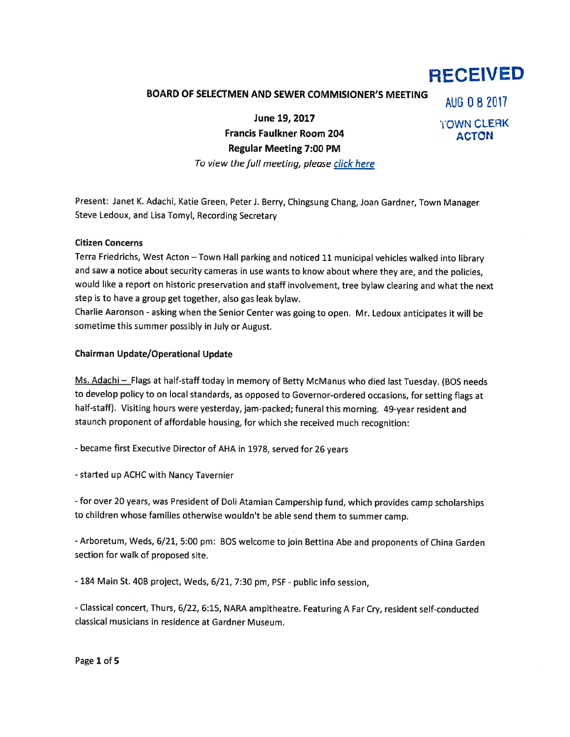RECEIVED

AUG 08 2017

TOWN CLERK
ACTON

## BOARD OF SELECTMEN AND SEWER COMMISIONER'S MEETING

**June 19, 2017**
**Francis Faulkner Room 204**
**Regular Meeting 7:00 PM**

*To view the full meeting, please click here*

Present: Janet K. Adachi, Katie Green, Peter J. Berry, Chingsung Chang, Joan Gardner, Town Manager Steve Ledoux, and Lisa Tomyl, Recording Secretary

**Citizen Concerns**

Terra Friedrichs, West Acton – Town Hall parking and noticed 11 municipal vehicles walked into library and saw a notice about security cameras in use wants to know about where they are, and the policies, would like a report on historic preservation and staff involvement, tree bylaw clearing and what the next step is to have a group get together, also gas leak bylaw.

Charlie Aaronson - asking when the Senior Center was going to open. Mr. Ledoux anticipates it will be sometime this summer possibly in July or August.

**Chairman Update/Operational Update**

Ms. Adachi – Flags at half-staff today in memory of Betty McManus who died last Tuesday. (BOS needs to develop policy to on local standards, as opposed to Governor-ordered occasions, for setting flags at half-staff). Visiting hours were yesterday, jam-packed; funeral this morning. 49-year resident and staunch proponent of affordable housing, for which she received much recognition:

- became first Executive Director of AHA in 1978, served for 26 years

- started up ACHC with Nancy Tavernier

- for over 20 years, was President of Doli Atamian Campership fund, which provides camp scholarships to children whose families otherwise wouldn't be able send them to summer camp.

- Arboretum, Weds, 6/21, 5:00 pm: BOS welcome to join Bettina Abe and proponents of China Garden section for walk of proposed site.

- 184 Main St. 40B project, Weds, 6/21, 7:30 pm, PSF - public info session,

- Classical concert, Thurs, 6/22, 6:15, NARA ampitheatre. Featuring A Far Cry, resident self-conducted classical musicians in residence at Gardner Museum.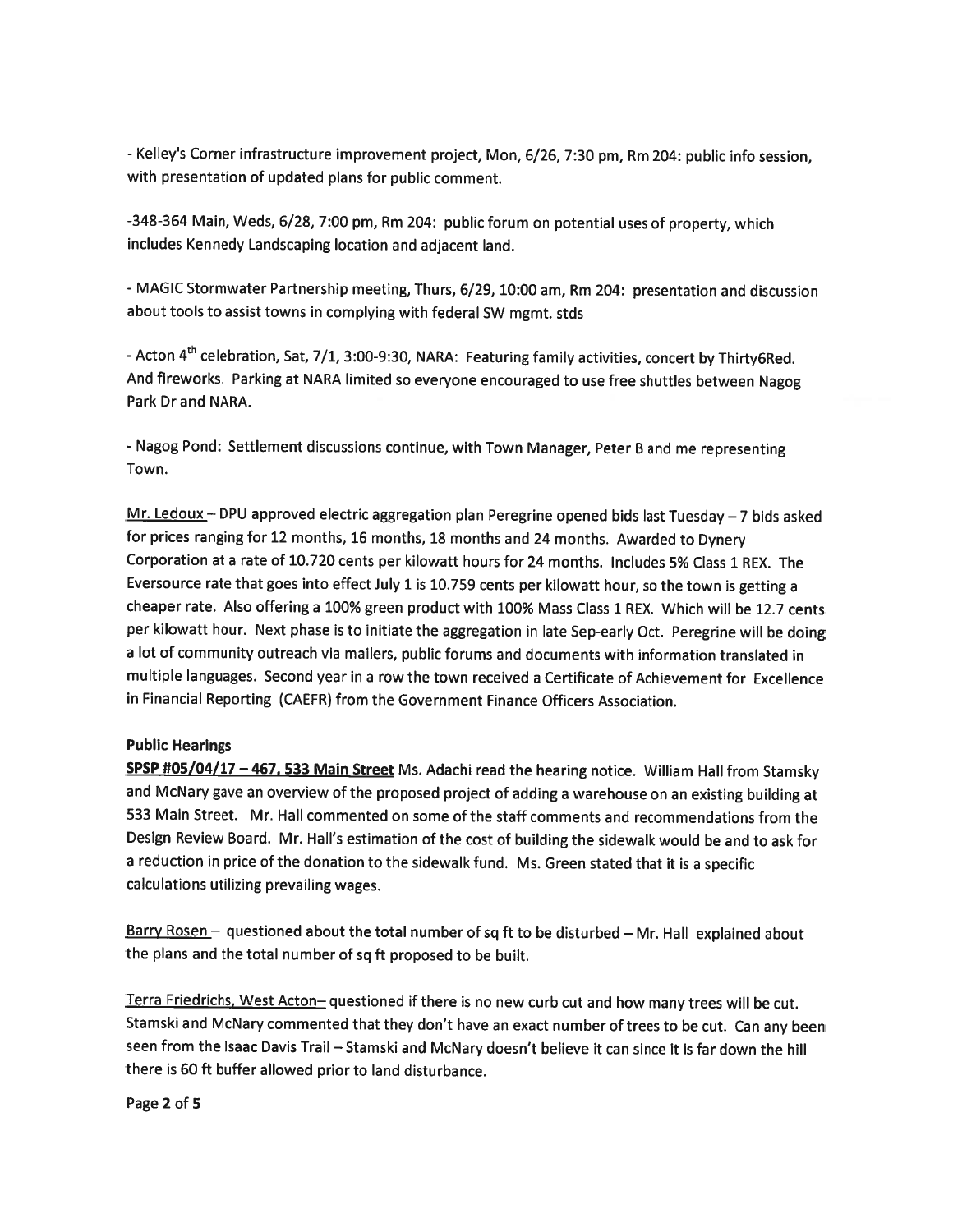- Kelley's Corner infrastructure improvement project, Mon, 6/26, 7:30 pm, Rm 204: public info session, with presentation of updated plans for public comment.

-348-364 Main, Weds, 6/28, 7:00 pm, Rm 204: public forum on potential uses of property, which includes Kennedy Landscaping location and adjacent land.

- MAGIC Stormwater Partnership meeting, Thurs, 6/29, 10:00 am, Rm 204: presentation and discussion about tools to assist towns in complying with federal SW mgmt. stds

- Acton 4th celebration, Sat, 7/1, 3:00-9:30, NARA: Featuring family activities, concert by Thirty6Red. And fireworks. Parking at NARA limited so everyone encouraged to use free shuttles between Nagog Park Dr and NARA.

- Nagog Pond: Settlement discussions continue, with Town Manager, Peter B and me representing Town.

<u>Mr. Ledoux</u> – DPU approved electric aggregation plan Peregrine opened bids last Tuesday – 7 bids asked for prices ranging for 12 months, 16 months, 18 months and 24 months. Awarded to Dynery Corporation at a rate of 10.720 cents per kilowatt hours for 24 months. Includes 5% Class 1 REX. The Eversource rate that goes into effect July 1 is 10.759 cents per kilowatt hour, so the town is getting a cheaper rate. Also offering a 100% green product with 100% Mass Class 1 REX. Which will be 12.7 cents per kilowatt hour. Next phase is to initiate the aggregation in late Sep-early Oct. Peregrine will be doing a lot of community outreach via mailers, public forums and documents with information translated in multiple languages. Second year in a row the town received a Certificate of Achievement for Excellence in Financial Reporting (CAEFR) from the Government Finance Officers Association.

**Public Hearings**

**<u>SPSP #05/04/17 – 467, 533 Main Street</u>** Ms. Adachi read the hearing notice. William Hall from Stamsky and McNary gave an overview of the proposed project of adding a warehouse on an existing building at 533 Main Street. Mr. Hall commented on some of the staff comments and recommendations from the Design Review Board. Mr. Hall's estimation of the cost of building the sidewalk would be and to ask for a reduction in price of the donation to the sidewalk fund. Ms. Green stated that it is a specific calculations utilizing prevailing wages.

<u>Barry Rosen</u> – questioned about the total number of sq ft to be disturbed – Mr. Hall explained about the plans and the total number of sq ft proposed to be built.

<u>Terra Friedrichs, West Acton</u>– questioned if there is no new curb cut and how many trees will be cut. Stamski and McNary commented that they don't have an exact number of trees to be cut. Can any been seen from the Isaac Davis Trail – Stamski and McNary doesn't believe it can since it is far down the hill there is 60 ft buffer allowed prior to land disturbance.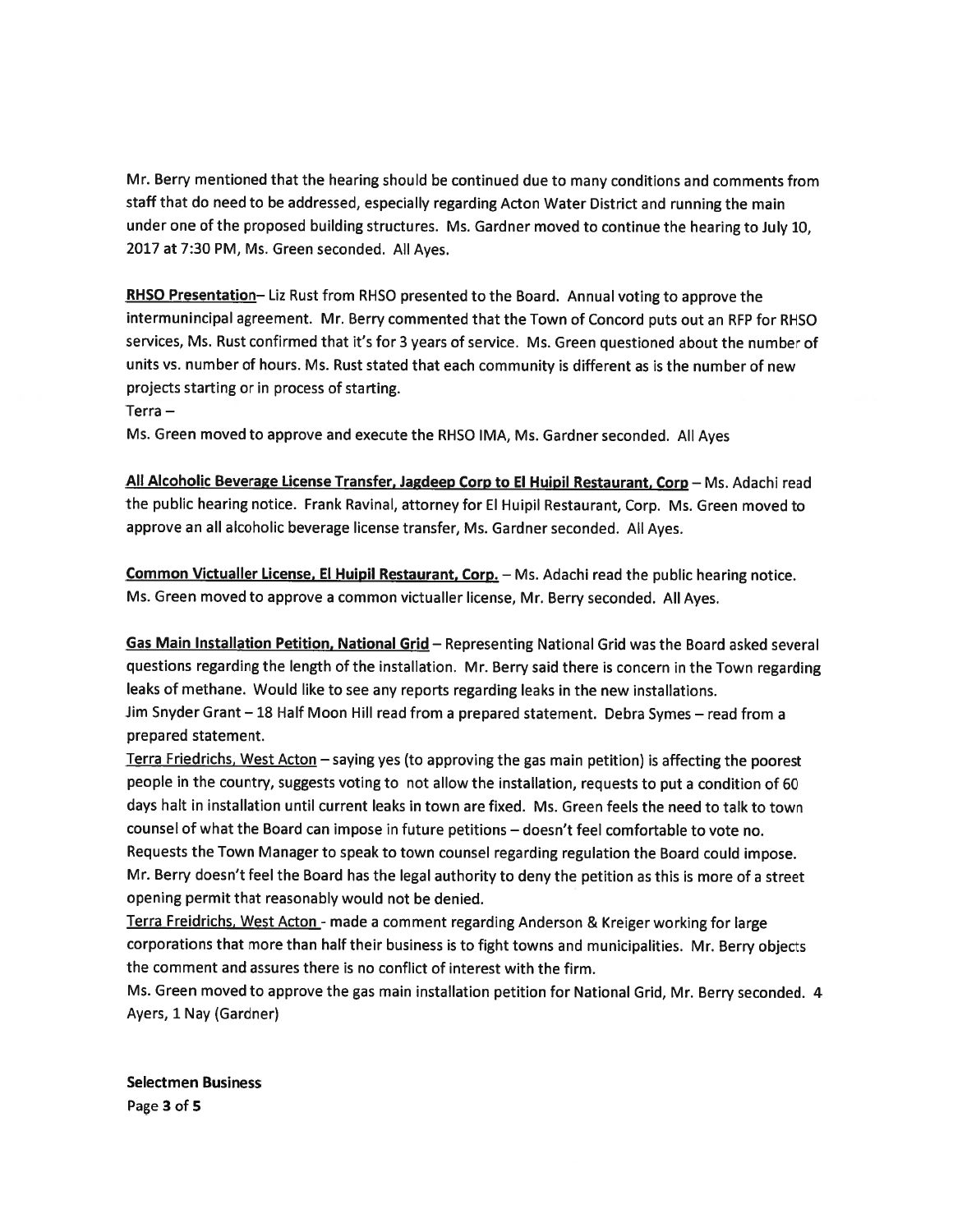Mr. Berry mentioned that the hearing should be continued due to many conditions and comments from staff that do need to be addressed, especially regarding Acton Water District and running the main under one of the proposed building structures. Ms. Gardner moved to continue the hearing to July 10, 2017 at 7:30 PM, Ms. Green seconded. All Ayes.

**RHSO Presentation**– Liz Rust from RHSO presented to the Board. Annual voting to approve the intermunincipal agreement. Mr. Berry commented that the Town of Concord puts out an RFP for RHSO services, Ms. Rust confirmed that it's for 3 years of service. Ms. Green questioned about the number of units vs. number of hours. Ms. Rust stated that each community is different as is the number of new projects starting or in process of starting.

Terra –

Ms. Green moved to approve and execute the RHSO IMA, Ms. Gardner seconded. All Ayes

**All Alcoholic Beverage License Transfer, Jagdeep Corp to El Huipil Restaurant, Corp** – Ms. Adachi read the public hearing notice. Frank Ravinal, attorney for El Huipil Restaurant, Corp. Ms. Green moved to approve an all alcoholic beverage license transfer, Ms. Gardner seconded. All Ayes.

**Common Victualler License, El Huipil Restaurant, Corp.** – Ms. Adachi read the public hearing notice. Ms. Green moved to approve a common victualler license, Mr. Berry seconded. All Ayes.

**Gas Main Installation Petition, National Grid** – Representing National Grid was the Board asked several questions regarding the length of the installation. Mr. Berry said there is concern in the Town regarding leaks of methane. Would like to see any reports regarding leaks in the new installations.

Jim Snyder Grant – 18 Half Moon Hill read from a prepared statement. Debra Symes – read from a prepared statement.

Terra Friedrichs, West Acton – saying yes (to approving the gas main petition) is affecting the poorest people in the country, suggests voting to not allow the installation, requests to put a condition of 60 days halt in installation until current leaks in town are fixed. Ms. Green feels the need to talk to town counsel of what the Board can impose in future petitions – doesn't feel comfortable to vote no. Requests the Town Manager to speak to town counsel regarding regulation the Board could impose. Mr. Berry doesn't feel the Board has the legal authority to deny the petition as this is more of a street opening permit that reasonably would not be denied.

Terra Freidrichs, West Acton - made a comment regarding Anderson & Kreiger working for large corporations that more than half their business is to fight towns and municipalities. Mr. Berry objects the comment and assures there is no conflict of interest with the firm.

Ms. Green moved to approve the gas main installation petition for National Grid, Mr. Berry seconded. 4 Ayers, 1 Nay (Gardner)

**Selectmen Business**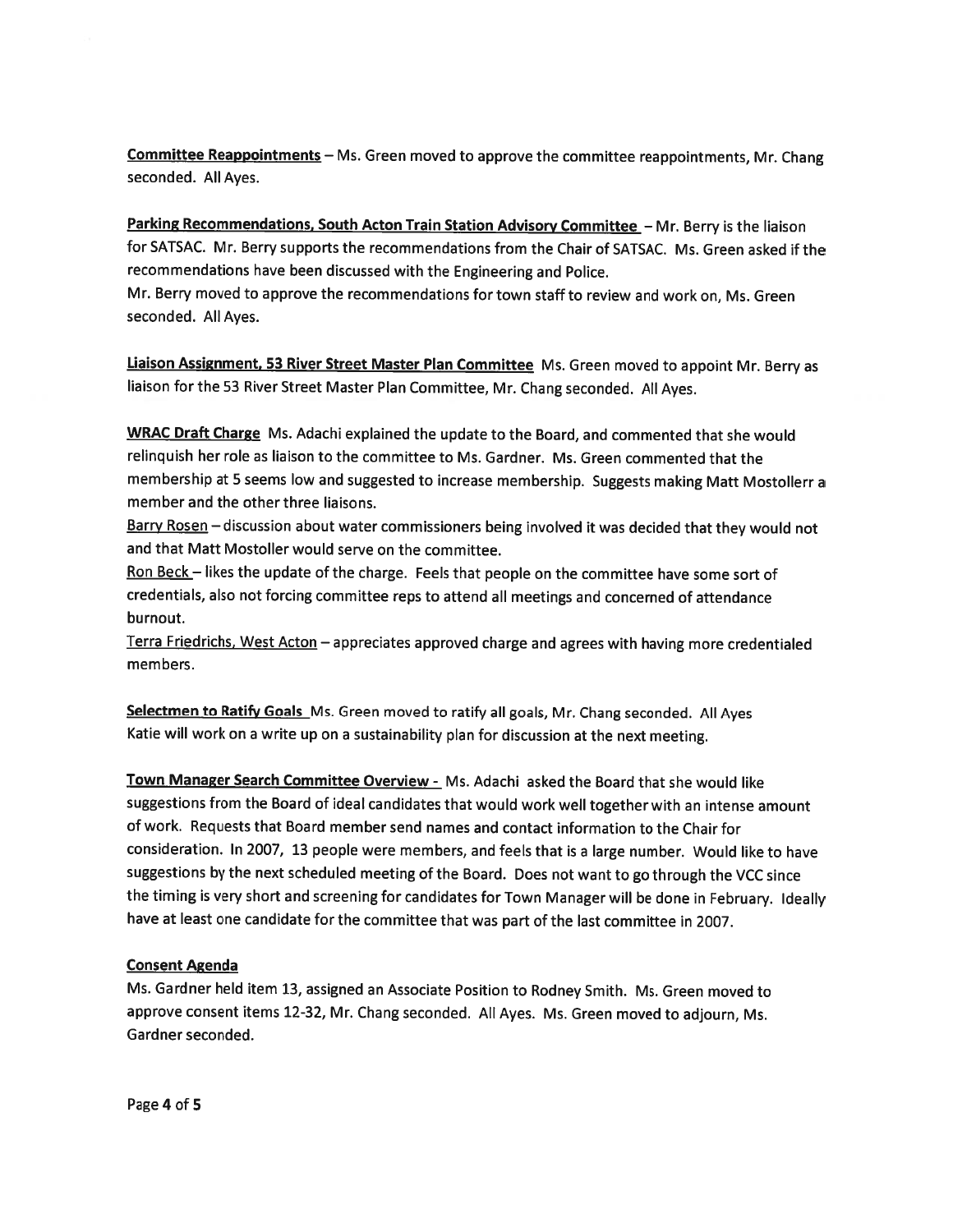**Committee Reappointments** – Ms. Green moved to approve the committee reappointments, Mr. Chang seconded. All Ayes.

**Parking Recommendations, South Acton Train Station Advisory Committee** – Mr. Berry is the liaison for SATSAC. Mr. Berry supports the recommendations from the Chair of SATSAC. Ms. Green asked if the recommendations have been discussed with the Engineering and Police.
Mr. Berry moved to approve the recommendations for town staff to review and work on, Ms. Green seconded. All Ayes.

**Liaison Assignment, 53 River Street Master Plan Committee** Ms. Green moved to appoint Mr. Berry as liaison for the 53 River Street Master Plan Committee, Mr. Chang seconded. All Ayes.

**WRAC Draft Charge** Ms. Adachi explained the update to the Board, and commented that she would relinquish her role as liaison to the committee to Ms. Gardner. Ms. Green commented that the membership at 5 seems low and suggested to increase membership. Suggests making Matt Mostollerr a member and the other three liaisons.
Barry Rosen – discussion about water commissioners being involved it was decided that they would not and that Matt Mostoller would serve on the committee.
Ron Beck – likes the update of the charge. Feels that people on the committee have some sort of credentials, also not forcing committee reps to attend all meetings and concerned of attendance burnout.
Terra Friedrichs, West Acton – appreciates approved charge and agrees with having more credentialed members.

**Selectmen to Ratify Goals** Ms. Green moved to ratify all goals, Mr. Chang seconded. All Ayes
Katie will work on a write up on a sustainability plan for discussion at the next meeting.

**Town Manager Search Committee Overview -** Ms. Adachi asked the Board that she would like suggestions from the Board of ideal candidates that would work well together with an intense amount of work. Requests that Board member send names and contact information to the Chair for consideration. In 2007, 13 people were members, and feels that is a large number. Would like to have suggestions by the next scheduled meeting of the Board. Does not want to go through the VCC since the timing is very short and screening for candidates for Town Manager will be done in February. Ideally have at least one candidate for the committee that was part of the last committee in 2007.

**Consent Agenda**
Ms. Gardner held item 13, assigned an Associate Position to Rodney Smith. Ms. Green moved to approve consent items 12-32, Mr. Chang seconded. All Ayes. Ms. Green moved to adjourn, Ms. Gardner seconded.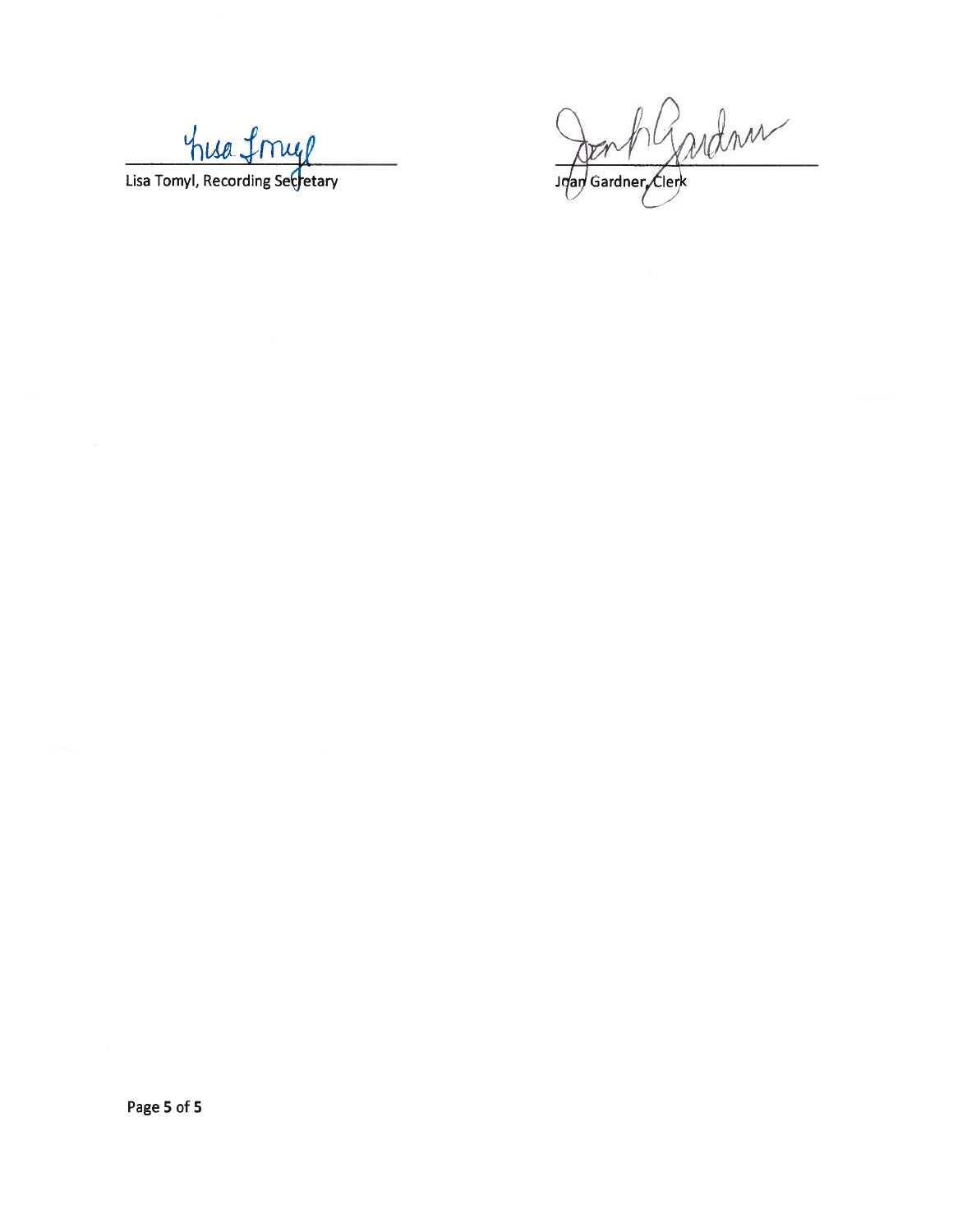Lisa Tomyl, Recording Secretary

Joan Gardner, Clerk